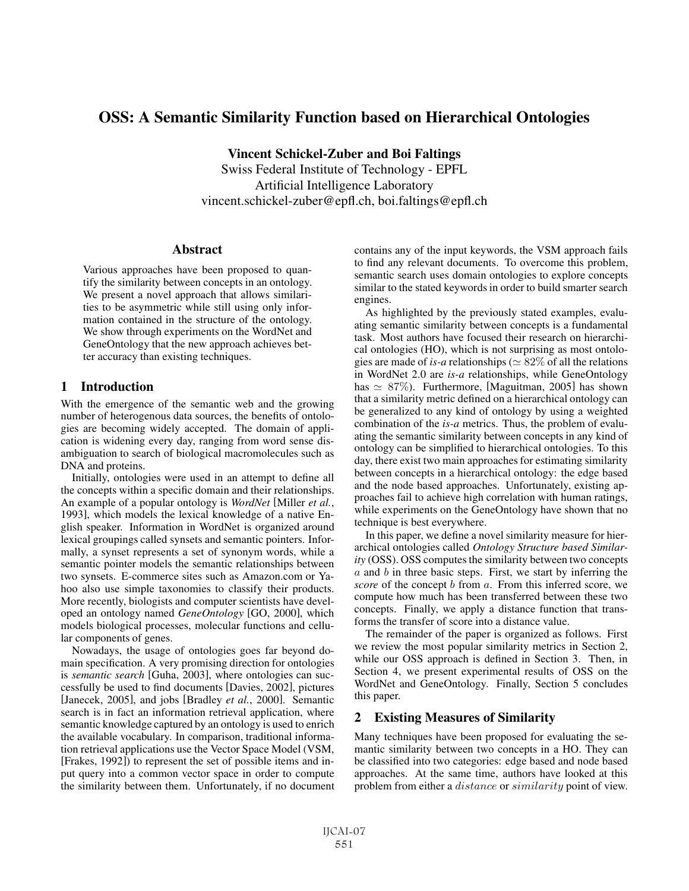# OSS: A Semantic Similarity Function based on Hierarchical Ontologies

**Vincent Schickel-Zuber and Boi Faltings**
Swiss Federal Institute of Technology - EPFL
Artificial Intelligence Laboratory
vincent.schickel-zuber@epfl.ch, boi.faltings@epfl.ch

## Abstract

Various approaches have been proposed to quantify the similarity between concepts in an ontology. We present a novel approach that allows similarities to be asymmetric while still using only information contained in the structure of the ontology. We show through experiments on the WordNet and GeneOntology that the new approach achieves better accuracy than existing techniques.

## 1 Introduction

With the emergence of the semantic web and the growing number of heterogenous data sources, the benefits of ontologies are becoming widely accepted. The domain of application is widening every day, ranging from word sense disambiguation to search of biological macromolecules such as DNA and proteins.

Initially, ontologies were used in an attempt to define all the concepts within a specific domain and their relationships. An example of a popular ontology is *WordNet* [Miller *et al.*, 1993], which models the lexical knowledge of a native English speaker. Information in WordNet is organized around lexical groupings called synsets and semantic pointers. Informally, a synset represents a set of synonym words, while a semantic pointer models the semantic relationships between two synsets. E-commerce sites such as Amazon.com or Yahoo also use simple taxonomies to classify their products. More recently, biologists and computer scientists have developed an ontology named *GeneOntology* [GO, 2000], which models biological processes, molecular functions and cellular components of genes.

Nowadays, the usage of ontologies goes far beyond domain specification. A very promising direction for ontologies is *semantic search* [Guha, 2003], where ontologies can successfully be used to find documents [Davies, 2002], pictures [Janecek, 2005], and jobs [Bradley *et al.*, 2000]. Semantic search is in fact an information retrieval application, where semantic knowledge captured by an ontology is used to enrich the available vocabulary. In comparison, traditional information retrieval applications use the Vector Space Model (VSM, [Frakes, 1992]) to represent the set of possible items and input query into a common vector space in order to compute the similarity between them. Unfortunately, if no document contains any of the input keywords, the VSM approach fails to find any relevant documents. To overcome this problem, semantic search uses domain ontologies to explore concepts similar to the stated keywords in order to build smarter search engines.

As highlighted by the previously stated examples, evaluating semantic similarity between concepts is a fundamental task. Most authors have focused their research on hierarchical ontologies (HO), which is not surprising as most ontologies are made of *is-a* relationships ($\simeq 82\%$ of all the relations in WordNet 2.0 are *is-a* relationships, while GeneOntology has $\simeq 87\%$). Furthermore, [Maguitman, 2005] has shown that a similarity metric defined on a hierarchical ontology can be generalized to any kind of ontology by using a weighted combination of the *is-a* metrics. Thus, the problem of evaluating the semantic similarity between concepts in any kind of ontology can be simplified to hierarchical ontologies. To this day, there exist two main approaches for estimating similarity between concepts in a hierarchical ontology: the edge based and the node based approaches. Unfortunately, existing approaches fail to achieve high correlation with human ratings, while experiments on the GeneOntology have shown that no technique is best everywhere.

In this paper, we define a novel similarity measure for hierarchical ontologies called *Ontology Structure based Similarity* (OSS). OSS computes the similarity between two concepts $a$ and $b$ in three basic steps. First, we start by inferring the *score* of the concept $b$ from $a$. From this inferred score, we compute how much has been transferred between these two concepts. Finally, we apply a distance function that transforms the transfer of score into a distance value.

The remainder of the paper is organized as follows. First we review the most popular similarity metrics in Section 2, while our OSS approach is defined in Section 3. Then, in Section 4, we present experimental results of OSS on the WordNet and GeneOntology. Finally, Section 5 concludes this paper.

## 2 Existing Measures of Similarity

Many techniques have been proposed for evaluating the semantic similarity between two concepts in a HO. They can be classified into two categories: edge based and node based approaches. At the same time, authors have looked at this problem from either a $distance$ or $similarity$ point of view.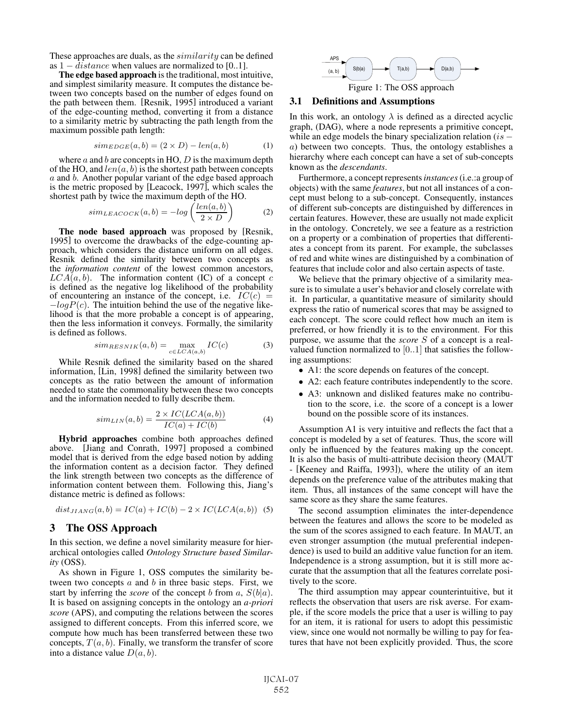These approaches are duals, as the $similarity$ can be defined as $1 - distance$ when values are normalized to [0..1].

**The edge based approach** is the traditional, most intuitive, and simplest similarity measure. It computes the distance between two concepts based on the number of edges found on the path between them. [Resnik, 1995] introduced a variant of the edge-counting method, converting it from a distance to a similarity metric by subtracting the path length from the maximum possible path length:

$$sim_{EDGE}(a,b) = (2 \times D) - len(a,b) \qquad (1)$$

where $a$ and $b$ are concepts in HO, $D$ is the maximum depth of the HO, and $len(a,b)$ is the shortest path between concepts $a$ and $b$. Another popular variant of the edge based approach is the metric proposed by [Leacock, 1997], which scales the shortest path by twice the maximum depth of the HO.

$$sim_{LEACOCK}(a,b) = -log\left(\frac{len(a,b)}{2 \times D}\right) \qquad (2)$$

**The node based approach** was proposed by [Resnik, 1995] to overcome the drawbacks of the edge-counting approach, which considers the distance uniform on all edges. Resnik defined the similarity between two concepts as the *information content* of the lowest common ancestors, $LCA(a,b)$. The information content (IC) of a concept $c$ is defined as the negative log likelihood of the probability of encountering an instance of the concept, i.e. $IC(c) = -logP(c)$. The intuition behind the use of the negative likelihood is that the more probable a concept is of appearing, then the less information it conveys. Formally, the similarity is defined as follows.

$$sim_{RESNIK}(a,b) = \max_{c \in LCA(a,b)} IC(c) \qquad (3)$$

While Resnik defined the similarity based on the shared information, [Lin, 1998] defined the similarity between two concepts as the ratio between the amount of information needed to state the commonality between these two concepts and the information needed to fully describe them.

$$sim_{LIN}(a,b) = \frac{2 \times IC(LCA(a,b))}{IC(a) + IC(b)} \qquad (4)$$

**Hybrid approaches** combine both approaches defined above. [Jiang and Conrath, 1997] proposed a combined model that is derived from the edge based notion by adding the information content as a decision factor. They defined the link strength between two concepts as the difference of information content between them. Following this, Jiang's distance metric is defined as follows:

$$dist_{JIANG}(a,b) = IC(a) + IC(b) - 2 \times IC(LCA(a,b)) \qquad (5)$$

## 3 The OSS Approach

In this section, we define a novel similarity measure for hierarchical ontologies called *Ontology Structure based Similarity* (OSS).

As shown in Figure 1, OSS computes the similarity between two concepts $a$ and $b$ in three basic steps. First, we start by inferring the *score* of the concept $b$ from $a$, $S(b|a)$. It is based on assigning concepts in the ontology an *a-priori score* (APS), and computing the relations between the scores assigned to different concepts. From this inferred score, we compute how much has been transferred between these two concepts, $T(a,b)$. Finally, we transform the transfer of score into a distance value $D(a,b)$.

APS, (a, b) → S(b|a) → T(a,b) → D(a,b) →

Figure 1: The OSS approach

### 3.1 Definitions and Assumptions

In this work, an ontology $\lambda$ is defined as a directed acyclic graph, (DAG), where a node represents a primitive concept, while an edge models the binary specialization relation ($is-a$) between two concepts. Thus, the ontology establishes a hierarchy where each concept can have a set of sub-concepts known as the *descendants*.

Furthermore, a concept represents *instances* (i.e.:a group of objects) with the same *features*, but not all instances of a concept must belong to a sub-concept. Consequently, instances of different sub-concepts are distinguished by differences in certain features. However, these are usually not made explicit in the ontology. Concretely, we see a feature as a restriction on a property or a combination of properties that differentiates a concept from its parent. For example, the subclasses of red and white wines are distinguished by a combination of features that include color and also certain aspects of taste.

We believe that the primary objective of a similarity measure is to simulate a user's behavior and closely correlate with it. In particular, a quantitative measure of similarity should express the ratio of numerical scores that may be assigned to each concept. The score could reflect how much an item is preferred, or how friendly it is to the environment. For this purpose, we assume that the *score* $S$ of a concept is a real-valued function normalized to [0..1] that satisfies the following assumptions:

- A1: the score depends on features of the concept.
- A2: each feature contributes independently to the score.
- A3: unknown and disliked features make no contribution to the score, i.e. the score of a concept is a lower bound on the possible score of its instances.

Assumption A1 is very intuitive and reflects the fact that a concept is modeled by a set of features. Thus, the score will only be influenced by the features making up the concept. It is also the basis of multi-attribute decision theory (MAUT - [Keeney and Raiffa, 1993]), where the utility of an item depends on the preference value of the attributes making that item. Thus, all instances of the same concept will have the same score as they share the same features.

The second assumption eliminates the inter-dependence between the features and allows the score to be modeled as the sum of the scores assigned to each feature. In MAUT, an even stronger assumption (the mutual preferential independence) is used to build an additive value function for an item. Independence is a strong assumption, but it is still more accurate that the assumption that all the features correlate positively to the score.

The third assumption may appear counterintuitive, but it reflects the observation that users are risk averse. For example, if the score models the price that a user is willing to pay for an item, it is rational for users to adopt this pessimistic view, since one would not normally be willing to pay for features that have not been explicitly provided. Thus, the score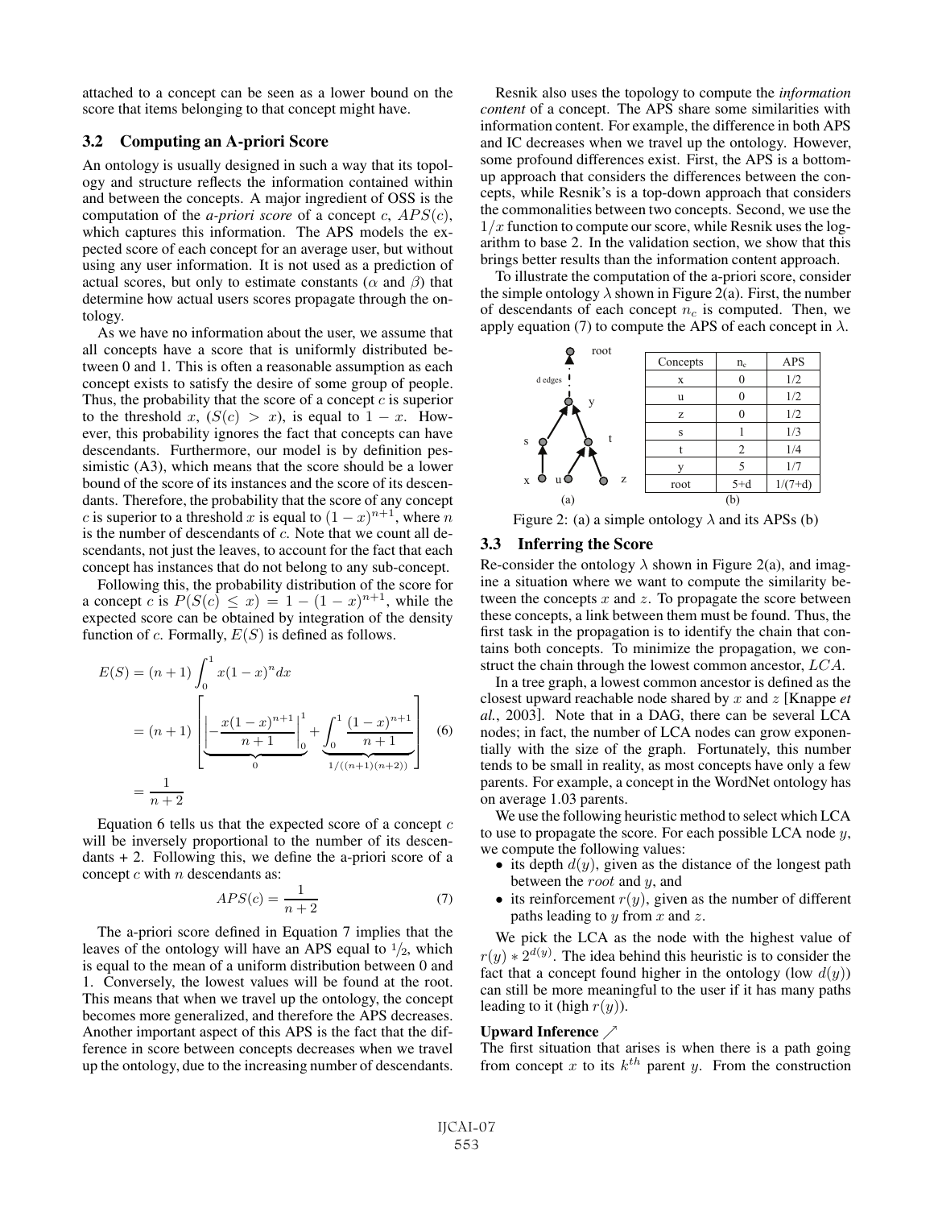attached to a concept can be seen as a lower bound on the score that items belonging to that concept might have.

### 3.2 Computing an A-priori Score

An ontology is usually designed in such a way that its topology and structure reflects the information contained within and between the concepts. A major ingredient of OSS is the computation of the *a-priori score* of a concept $c$, $APS(c)$, which captures this information. The APS models the expected score of each concept for an average user, but without using any user information. It is not used as a prediction of actual scores, but only to estimate constants ($\alpha$ and $\beta$) that determine how actual users scores propagate through the ontology.

As we have no information about the user, we assume that all concepts have a score that is uniformly distributed between 0 and 1. This is often a reasonable assumption as each concept exists to satisfy the desire of some group of people. Thus, the probability that the score of a concept $c$ is superior to the threshold $x$, ($S(c) > x$), is equal to $1 - x$. However, this probability ignores the fact that concepts can have descendants. Furthermore, our model is by definition pessimistic (A3), which means that the score should be a lower bound of the score of its instances and the score of its descendants. Therefore, the probability that the score of any concept $c$ is superior to a threshold $x$ is equal to $(1-x)^{n+1}$, where $n$ is the number of descendants of $c$. Note that we count all descendants, not just the leaves, to account for the fact that each concept has instances that do not belong to any sub-concept.

Following this, the probability distribution of the score for a concept $c$ is $P(S(c) \leq x) = 1 - (1-x)^{n+1}$, while the expected score can be obtained by integration of the density function of $c$. Formally, $E(S)$ is defined as follows.

$$
\begin{aligned}
E(S) &= (n+1)\int_0^1 x(1-x)^n dx \\
&= (n+1)\left[\underbrace{\left|-\frac{x(1-x)^{n+1}}{n+1}\right|_0^1}_{0} + \underbrace{\int_0^1 \frac{(1-x)^{n+1}}{n+1}}_{1/((n+1)(n+2))}\right] \\
&= \frac{1}{n+2}
\end{aligned}
\tag{6}
$$

Equation 6 tells us that the expected score of a concept $c$ will be inversely proportional to the number of its descendants + 2. Following this, we define the a-priori score of a concept $c$ with $n$ descendants as:

$$APS(c) = \frac{1}{n+2} \tag{7}$$

The a-priori score defined in Equation 7 implies that the leaves of the ontology will have an APS equal to $1/2$, which is equal to the mean of a uniform distribution between 0 and 1. Conversely, the lowest values will be found at the root. This means that when we travel up the ontology, the concept becomes more generalized, and therefore the APS decreases. Another important aspect of this APS is the fact that the difference in score between concepts decreases when we travel up the ontology, due to the increasing number of descendants.

Resnik also uses the topology to compute the *information content* of a concept. The APS share some similarities with information content. For example, the difference in both APS and IC decreases when we travel up the ontology. However, some profound differences exist. First, the APS is a bottom-up approach that considers the differences between the concepts, while Resnik's is a top-down approach that considers the commonalities between two concepts. Second, we use the $1/x$ function to compute our score, while Resnik uses the logarithm to base 2. In the validation section, we show that this brings better results than the information content approach.

To illustrate the computation of the a-priori score, consider the simple ontology $\lambda$ shown in Figure 2(a). First, the number of descendants of each concept $n_c$ is computed. Then, we apply equation (7) to compute the APS of each concept in $\lambda$.

| Concepts | $n_c$ | APS |
|---|---|---|
| x | 0 | 1/2 |
| u | 0 | 1/2 |
| z | 0 | 1/2 |
| s | 1 | 1/3 |
| t | 2 | 1/4 |
| y | 5 | 1/7 |
| root | 5+d | 1/(7+d) |

Figure 2: (a) a simple ontology $\lambda$ and its APSs (b)

### 3.3 Inferring the Score

Re-consider the ontology $\lambda$ shown in Figure 2(a), and imagine a situation where we want to compute the similarity between the concepts $x$ and $z$. To propagate the score between these concepts, a link between them must be found. Thus, the first task in the propagation is to identify the chain that contains both concepts. To minimize the propagation, we construct the chain through the lowest common ancestor, $LCA$.

In a tree graph, a lowest common ancestor is defined as the closest upward reachable node shared by $x$ and $z$ [Knappe *et al.*, 2003]. Note that in a DAG, there can be several LCA nodes; in fact, the number of LCA nodes can grow exponentially with the size of the graph. Fortunately, this number tends to be small in reality, as most concepts have only a few parents. For example, a concept in the WordNet ontology has on average 1.03 parents.

We use the following heuristic method to select which LCA to use to propagate the score. For each possible LCA node $y$, we compute the following values:

- its depth $d(y)$, given as the distance of the longest path between the $root$ and $y$, and
- its reinforcement $r(y)$, given as the number of different paths leading to $y$ from $x$ and $z$.

We pick the LCA as the node with the highest value of $r(y) * 2^{d(y)}$. The idea behind this heuristic is to consider the fact that a concept found higher in the ontology (low $d(y)$) can still be more meaningful to the user if it has many paths leading to it (high $r(y)$).

**Upward Inference** $\nearrow$

The first situation that arises is when there is a path going from concept $x$ to its $k^{th}$ parent $y$. From the construction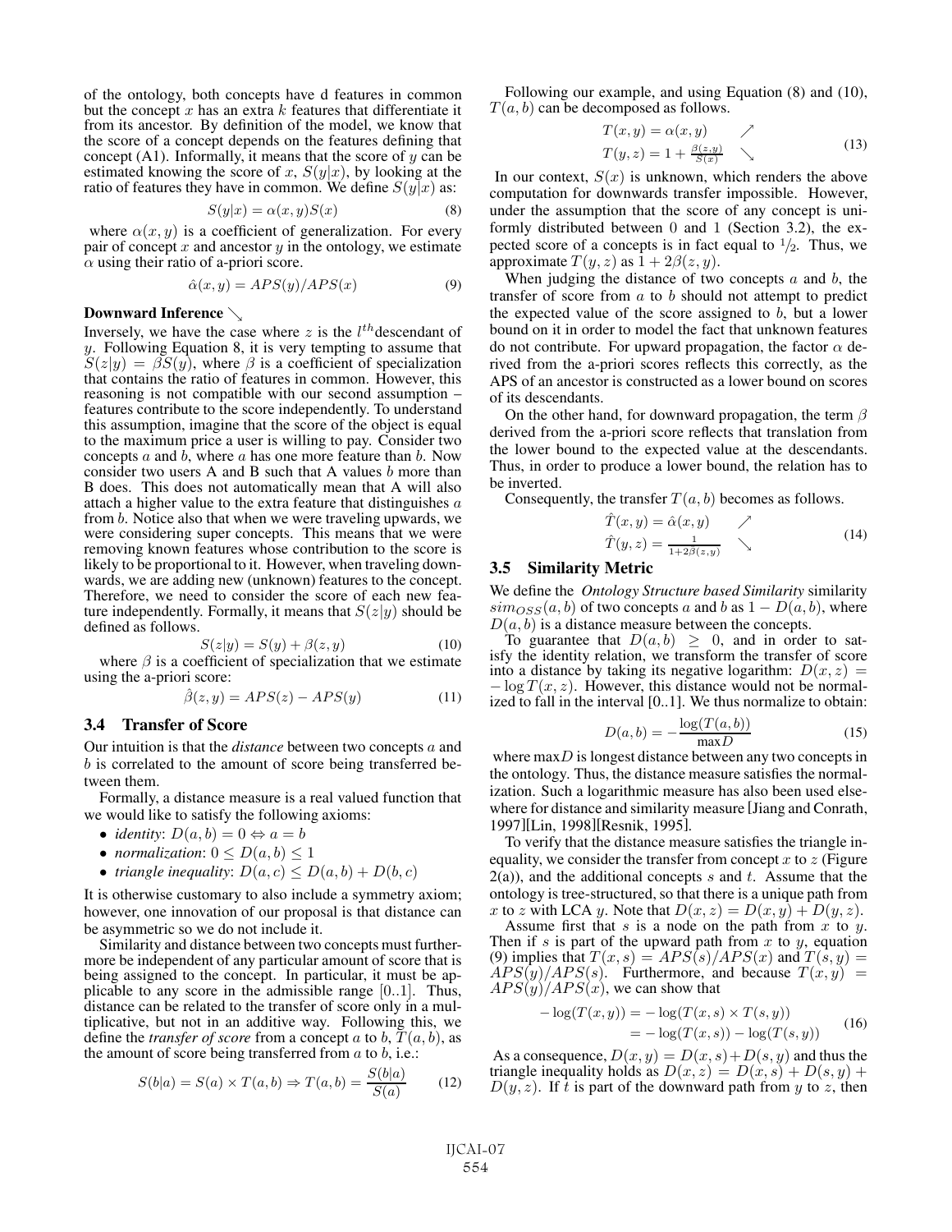of the ontology, both concepts have d features in common but the concept $x$ has an extra $k$ features that differentiate it from its ancestor. By definition of the model, we know that the score of a concept depends on the features defining that concept (A1). Informally, it means that the score of $y$ can be estimated knowing the score of $x$, $S(y|x)$, by looking at the ratio of features they have in common. We define $S(y|x)$ as:

$$S(y|x) = \alpha(x, y)S(x) \tag{8}$$

where $\alpha(x, y)$ is a coefficient of generalization. For every pair of concept $x$ and ancestor $y$ in the ontology, we estimate $\alpha$ using their ratio of a-priori score.

$$\hat{\alpha}(x, y) = APS(y)/APS(x) \tag{9}$$

**Downward Inference** $\searrow$

Inversely, we have the case where $z$ is the $l^{th}$descendant of $y$. Following Equation 8, it is very tempting to assume that $S(z|y) = \beta S(y)$, where $\beta$ is a coefficient of specialization that contains the ratio of features in common. However, this reasoning is not compatible with our second assumption – features contribute to the score independently. To understand this assumption, imagine that the score of the object is equal to the maximum price a user is willing to pay. Consider two concepts $a$ and $b$, where $a$ has one more feature than $b$. Now consider two users A and B such that A values $b$ more than B does. This does not automatically mean that A will also attach a higher value to the extra feature that distinguishes $a$ from $b$. Notice also that when we were traveling upwards, we were considering super concepts. This means that we were removing known features whose contribution to the score is likely to be proportional to it. However, when traveling downwards, we are adding new (unknown) features to the concept. Therefore, we need to consider the score of each new feature independently. Formally, it means that $S(z|y)$ should be defined as follows.

$$S(z|y) = S(y) + \beta(z, y) \tag{10}$$

where $\beta$ is a coefficient of specialization that we estimate using the a-priori score:

$$\hat{\beta}(z, y) = APS(z) - APS(y) \tag{11}$$

### 3.4 Transfer of Score

Our intuition is that the *distance* between two concepts $a$ and $b$ is correlated to the amount of score being transferred between them.

Formally, a distance measure is a real valued function that we would like to satisfy the following axioms:

- *identity*: $D(a, b) = 0 \Leftrightarrow a = b$
- *normalization*: $0 \leq D(a, b) \leq 1$
- *triangle inequality*: $D(a, c) \leq D(a, b) + D(b, c)$

It is otherwise customary to also include a symmetry axiom; however, one innovation of our proposal is that distance can be asymmetric so we do not include it.

Similarity and distance between two concepts must furthermore be independent of any particular amount of score that is being assigned to the concept. In particular, it must be applicable to any score in the admissible range [0..1]. Thus, distance can be related to the transfer of score only in a multiplicative, but not in an additive way. Following this, we define the *transfer of score* from a concept $a$ to $b$, $T(a, b)$, as the amount of score being transferred from $a$ to $b$, i.e.:

$$S(b|a) = S(a) \times T(a, b) \Rightarrow T(a, b) = \frac{S(b|a)}{S(a)} \tag{12}$$

Following our example, and using Equation (8) and (10), $T(a, b)$ can be decomposed as follows.

$$\begin{aligned} T(x, y) &= \alpha(x, y) & \nearrow \\ T(y, z) &= 1 + \tfrac{\beta(z,y)}{S(x)} & \searrow \end{aligned} \tag{13}$$

In our context, $S(x)$ is unknown, which renders the above computation for downwards transfer impossible. However, under the assumption that the score of any concept is uniformly distributed between 0 and 1 (Section 3.2), the expected score of a concepts is in fact equal to $1/2$. Thus, we approximate $T(y, z)$ as $1 + 2\beta(z, y)$.

When judging the distance of two concepts $a$ and $b$, the transfer of score from $a$ to $b$ should not attempt to predict the expected value of the score assigned to $b$, but a lower bound on it in order to model the fact that unknown features do not contribute. For upward propagation, the factor $\alpha$ derived from the a-priori scores reflects this correctly, as the APS of an ancestor is constructed as a lower bound on scores of its descendants.

On the other hand, for downward propagation, the term $\beta$ derived from the a-priori score reflects that translation from the lower bound to the expected value at the descendants. Thus, in order to produce a lower bound, the relation has to be inverted.

Consequently, the transfer $T(a, b)$ becomes as follows.

$$\begin{aligned} \hat{T}(x, y) &= \hat{\alpha}(x, y) & \nearrow \\ \hat{T}(y, z) &= \tfrac{1}{1+2\beta(z,y)} & \searrow \end{aligned} \tag{14}$$

### 3.5 Similarity Metric

We define the *Ontology Structure based Similarity* similarity $sim_{OSS}(a, b)$ of two concepts $a$ and $b$ as $1 - D(a, b)$, where $D(a, b)$ is a distance measure between the concepts.

To guarantee that $D(a, b) \geq 0$, and in order to satisfy the identity relation, we transform the transfer of score into a distance by taking its negative logarithm: $D(x, z) = -\log T(x, z)$. However, this distance would not be normalized to fall in the interval [0..1]. We thus normalize to obtain:

$$D(a, b) = -\frac{\log(T(a, b))}{\max D} \tag{15}$$

where $\max D$ is longest distance between any two concepts in the ontology. Thus, the distance measure satisfies the normalization. Such a logarithmic measure has also been used elsewhere for distance and similarity measure [Jiang and Conrath, 1997][Lin, 1998][Resnik, 1995].

To verify that the distance measure satisfies the triangle inequality, we consider the transfer from concept $x$ to $z$ (Figure 2(a)), and the additional concepts $s$ and $t$. Assume that the ontology is tree-structured, so that there is a unique path from $x$ to $z$ with LCA $y$. Note that $D(x, z) = D(x, y) + D(y, z)$.

Assume first that $s$ is a node on the path from $x$ to $y$. Then if $s$ is part of the upward path from $x$ to $y$, equation (9) implies that $T(x, s) = APS(s)/APS(x)$ and $T(s, y) = APS(y)/APS(s)$. Furthermore, and because $T(x, y) = APS(y)/APS(x)$, we can show that

$$\begin{aligned} -\log(T(x, y)) &= -\log(T(x, s) \times T(s, y)) \\ &= -\log(T(x, s)) - \log(T(s, y)) \end{aligned} \tag{16}$$

As a consequence, $D(x, y) = D(x, s) + D(s, y)$ and thus the triangle inequality holds as $D(x, z) = D(x, s) + D(s, y) + D(y, z)$. If $t$ is part of the downward path from $y$ to $z$, then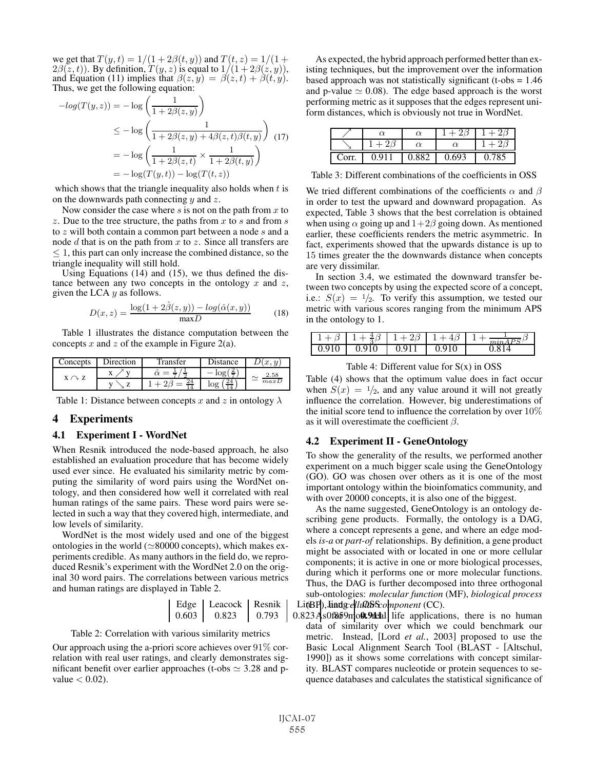we get that $T(y,t) = 1/(1+2\beta(t,y))$ and $T(t,z) = 1/(1+2\beta(z,t))$. By definition, $T(y,z)$ is equal to $1/(1+2\beta(z,y))$, and Equation (11) implies that $\beta(z,y) = \beta(z,t) + \beta(t,y)$. Thus, we get the following equation:

$$
\begin{aligned}
-log(T(y,z)) &= -\log\left(\frac{1}{1+2\beta(z,y)}\right) \\
&\leq -\log\left(\frac{1}{1+2\beta(z,y)+4\beta(z,t)\beta(t,y)}\right) \\
&= -\log\left(\frac{1}{1+2\beta(z,t)} \times \frac{1}{1+2\beta(t,y)}\right) \\
&= -\log(T(y,t)) - \log(T(t,z))
\end{aligned} \quad (17)
$$

which shows that the triangle inequality also holds when $t$ is on the downwards path connecting $y$ and $z$.

Now consider the case where $s$ is not on the path from $x$ to $z$. Due to the tree structure, the paths from $x$ to $s$ and from $s$ to $z$ will both contain a common part between a node $s$ and a node $d$ that is on the path from $x$ to $z$. Since all transfers are $\leq 1$, this part can only increase the combined distance, so the triangle inequality will still hold.

Using Equations (14) and (15), we thus defined the distance between any two concepts in the ontology $x$ and $z$, given the LCA $y$ as follows.

$$
D(x,z) = \frac{\log(1+2\hat{\beta}(z,y)) - log(\hat{\alpha}(x,y))}{\max D} \quad (18)
$$

Table 1 illustrates the distance computation between the concepts $x$ and $z$ of the example in Figure 2(a).

| Concepts | Direction | Transfer | Distance | $D(x,y)$ |
|---|---|---|---|---|
| $x \frown z$ | $x \nearrow y$ | $\hat{\alpha} = \frac{1}{7}/\frac{1}{2}$ | $-\log(\frac{2}{7})$ | $\simeq \frac{2.58}{maxD}$ |
| | $y \searrow z$ | $1+2\hat{\beta} = \frac{24}{14}$ | $\log\left(\frac{24}{14}\right)$ | |

Table 1: Distance between concepts $x$ and $z$ in ontology $\lambda$

## 4 Experiments

### 4.1 Experiment I - WordNet

When Resnik introduced the node-based approach, he also established an evaluation procedure that has become widely used ever since. He evaluated his similarity metric by computing the similarity of word pairs using the WordNet ontology, and then considered how well it correlated with real human ratings of the same pairs. These word pairs were selected in such a way that they covered high, intermediate, and low levels of similarity.

WordNet is the most widely used and one of the biggest ontologies in the world ($\simeq$80000 concepts), which makes experiments credible. As many authors in the field do, we reproduced Resnik's experiment with the WordNet 2.0 on the original 30 word pairs. The correlations between various metrics and human ratings are displayed in Table 2.

| Edge | Leacock | Resnik | Lin | Jiang | OSS |
|---|---|---|---|---|---|
| 0.603 | 0.823 | 0.793 | 0.823 | 0.859 | **0.911** |

Table 2: Correlation with various similarity metrics

Our approach using the a-priori score achieves over 91% correlation with real user ratings, and clearly demonstrates significant benefit over earlier approaches (t-obs $\simeq$ 3.28 and p-value $< 0.02$).

As expected, the hybrid approach performed better than existing techniques, but the improvement over the information based approach was not statistically significant (t-obs = 1.46 and p-value $\simeq$ 0.08). The edge based approach is the worst performing metric as it supposes that the edges represent uniform distances, which is obviously not true in WordNet.

| $\nearrow$ | $\alpha$ | $\alpha$ | $1+2\beta$ | $1+2\beta$ |
|---|---|---|---|---|
| $\searrow$ | $1+2\beta$ | $\alpha$ | $\alpha$ | $1+2\beta$ |
| Corr. | 0.911 | 0.882 | 0.693 | 0.785 |

Table 3: Different combinations of the coefficients in OSS

We tried different combinations of the coefficients $\alpha$ and $\beta$ in order to test the upward and downward propagation. As expected, Table 3 shows that the best correlation is obtained when using $\alpha$ going up and $1+2\beta$ going down. As mentioned earlier, these coefficients renders the metric asymmetric. In fact, experiments showed that the upwards distance is up to 15 times greater the the downwards distance when concepts are very dissimilar.

In section 3.4, we estimated the downward transfer between two concepts by using the expected score of a concept, i.e.: $S(x) = 1/2$. To verify this assumption, we tested our metric with various scores ranging from the minimum APS in the ontology to 1.

| $1+\beta$ | $1+\frac{4}{3}\beta$ | $1+2\beta$ | $1+4\beta$ | $1+\frac{1}{minAPS}\beta$ |
|---|---|---|---|---|
| 0.910 | 0.910 | 0.911 | 0.910 | 0.814 |

Table 4: Different value for S(x) in OSS

Table (4) shows that the optimum value does in fact occur when $S(x) = 1/2$, and any value around it will not greatly influence the correlation. However, big underestimations of the initial score tend to influence the correlation by over 10% as it will overestimate the coefficient $\beta$.

### 4.2 Experiment II - GeneOntology

To show the generality of the results, we performed another experiment on a much bigger scale using the GeneOntology (GO). GO was chosen over others as it is one of the most important ontology within the bioinfomatics community, and with over 20000 concepts, it is also one of the biggest.

As the name suggested, GeneOntology is an ontology describing gene products. Formally, the ontology is a DAG, where a concept represents a gene, and where an edge models *is-a* or *part-of* relationships. By definition, a gene product might be associated with or located in one or more cellular components; it is active in one or more biological processes, during which it performs one or more molecular functions. Thus, the DAG is further decomposed into three orthogonal sub-ontologies: *molecular function* (MF), *biological process* (BP), and *cellular component* (CC).

As for most real life applications, there is no human data of similarity over which we could benchmark our metric. Instead, [Lord *et al.*, 2003] proposed to use the Basic Local Alignment Search Tool (BLAST - [Altschul, 1990]) as it shows some correlations with concept similarity. BLAST compares nucleotide or protein sequences to sequence databases and calculates the statistical significance of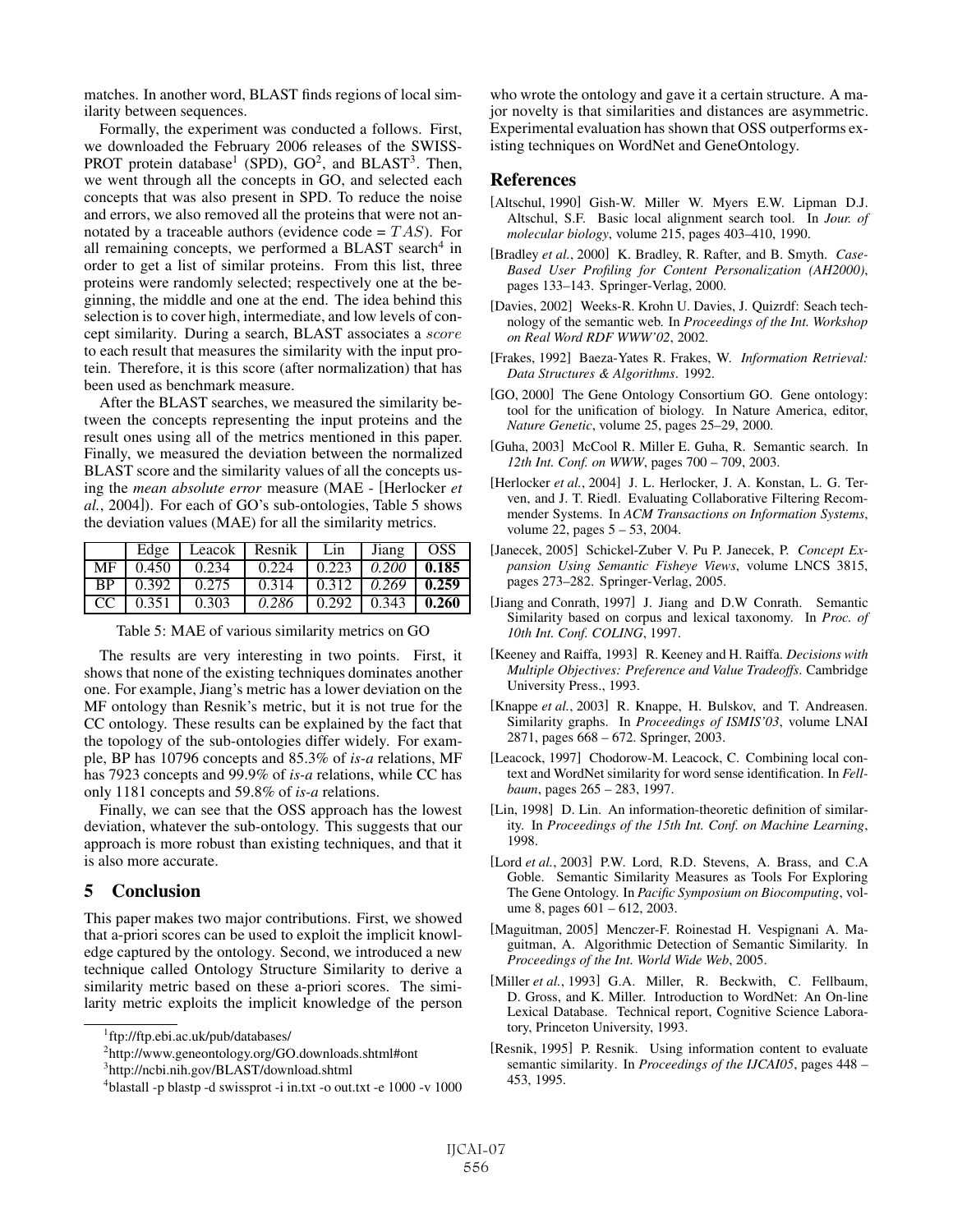matches. In another word, BLAST finds regions of local similarity between sequences.

Formally, the experiment was conducted a follows. First, we downloaded the February 2006 releases of the SWISS-PROT protein database[1] (SPD), GO[2], and BLAST[3]. Then, we went through all the concepts in GO, and selected each concepts that was also present in SPD. To reduce the noise and errors, we also removed all the proteins that were not annotated by a traceable authors (evidence code = $TAS$). For all remaining concepts, we performed a BLAST search[4] in order to get a list of similar proteins. From this list, three proteins were randomly selected; respectively one at the beginning, the middle and one at the end. The idea behind this selection is to cover high, intermediate, and low levels of concept similarity. During a search, BLAST associates a $score$ to each result that measures the similarity with the input protein. Therefore, it is this score (after normalization) that has been used as benchmark measure.

After the BLAST searches, we measured the similarity between the concepts representing the input proteins and the result ones using all of the metrics mentioned in this paper. Finally, we measured the deviation between the normalized BLAST score and the similarity values of all the concepts using the *mean absolute error* measure (MAE - [Herlocker *et al.*, 2004]). For each of GO's sub-ontologies, Table 5 shows the deviation values (MAE) for all the similarity metrics.

| | Edge | Leacok | Resnik | Lin | Jiang | OSS |
|---|---|---|---|---|---|---|
| MF | 0.450 | 0.234 | 0.224 | 0.223 | *0.200* | **0.185** |
| BP | 0.392 | 0.275 | 0.314 | 0.312 | *0.269* | **0.259** |
| CC | 0.351 | 0.303 | *0.286* | 0.292 | 0.343 | **0.260** |

Table 5: MAE of various similarity metrics on GO

The results are very interesting in two points. First, it shows that none of the existing techniques dominates another one. For example, Jiang's metric has a lower deviation on the MF ontology than Resnik's metric, but it is not true for the CC ontology. These results can be explained by the fact that the topology of the sub-ontologies differ widely. For example, BP has 10796 concepts and 85.3% of *is-a* relations, MF has 7923 concepts and 99.9% of *is-a* relations, while CC has only 1181 concepts and 59.8% of *is-a* relations.

Finally, we can see that the OSS approach has the lowest deviation, whatever the sub-ontology. This suggests that our approach is more robust than existing techniques, and that it is also more accurate.

## 5 Conclusion

This paper makes two major contributions. First, we showed that a-priori scores can be used to exploit the implicit knowledge captured by the ontology. Second, we introduced a new technique called Ontology Structure Similarity to derive a similarity metric based on these a-priori scores. The similarity metric exploits the implicit knowledge of the person who wrote the ontology and gave it a certain structure. A major novelty is that similarities and distances are asymmetric. Experimental evaluation has shown that OSS outperforms existing techniques on WordNet and GeneOntology.

[1] ftp://ftp.ebi.ac.uk/pub/databases/

[2] http://www.geneontology.org/GO.downloads.shtml#ont

[3] http://ncbi.nih.gov/BLAST/download.shtml

[4] blastall -p blastp -d swissprot -i in.txt -o out.txt -e 1000 -v 1000

## References

[Altschul, 1990] Gish-W. Miller W. Myers E.W. Lipman D.J. Altschul, S.F. Basic local alignment search tool. In *Jour. of molecular biology*, volume 215, pages 403–410, 1990.

[Bradley *et al.*, 2000] K. Bradley, R. Rafter, and B. Smyth. *Case-Based User Profiling for Content Personalization (AH2000)*, pages 133–143. Springer-Verlag, 2000.

[Davies, 2002] Weeks-R. Krohn U. Davies, J. Quizrdf: Seach technology of the semantic web. In *Proceedings of the Int. Workshop on Real Word RDF WWW'02*, 2002.

[Frakes, 1992] Baeza-Yates R. Frakes, W. *Information Retrieval: Data Structures & Algorithms*. 1992.

[GO, 2000] The Gene Ontology Consortium GO. Gene ontology: tool for the unification of biology. In Nature America, editor, *Nature Genetic*, volume 25, pages 25–29, 2000.

[Guha, 2003] McCool R. Miller E. Guha, R. Semantic search. In *12th Int. Conf. on WWW*, pages 700 – 709, 2003.

[Herlocker *et al.*, 2004] J. L. Herlocker, J. A. Konstan, L. G. Terven, and J. T. Riedl. Evaluating Collaborative Filtering Recommender Systems. In *ACM Transactions on Information Systems*, volume 22, pages 5 – 53, 2004.

[Janecek, 2005] Schickel-Zuber V. Pu P. Janecek, P. *Concept Expansion Using Semantic Fisheye Views*, volume LNCS 3815, pages 273–282. Springer-Verlag, 2005.

[Jiang and Conrath, 1997] J. Jiang and D.W Conrath. Semantic Similarity based on corpus and lexical taxonomy. In *Proc. of 10th Int. Conf. COLING*, 1997.

[Keeney and Raiffa, 1993] R. Keeney and H. Raiffa. *Decisions with Multiple Objectives: Preference and Value Tradeoffs*. Cambridge University Press., 1993.

[Knappe *et al.*, 2003] R. Knappe, H. Bulskov, and T. Andreasen. Similarity graphs. In *Proceedings of ISMIS'03*, volume LNAI 2871, pages 668 – 672. Springer, 2003.

[Leacock, 1997] Chodorow-M. Leacock, C. Combining local context and WordNet similarity for word sense identification. In *Fellbaum*, pages 265 – 283, 1997.

[Lin, 1998] D. Lin. An information-theoretic definition of similarity. In *Proceedings of the 15th Int. Conf. on Machine Learning*, 1998.

[Lord *et al.*, 2003] P.W. Lord, R.D. Stevens, A. Brass, and C.A Goble. Semantic Similarity Measures as Tools For Exploring The Gene Ontology. In *Pacific Symposium on Biocomputing*, volume 8, pages 601 – 612, 2003.

[Maguitman, 2005] Menczer-F. Roinestad H. Vespignani A. Maguitman, A. Algorithmic Detection of Semantic Similarity. In *Proceedings of the Int. World Wide Web*, 2005.

[Miller *et al.*, 1993] G.A. Miller, R. Beckwith, C. Fellbaum, D. Gross, and K. Miller. Introduction to WordNet: An On-line Lexical Database. Technical report, Cognitive Science Laboratory, Princeton University, 1993.

[Resnik, 1995] P. Resnik. Using information content to evaluate semantic similarity. In *Proceedings of the IJCAI05*, pages 448 – 453, 1995.